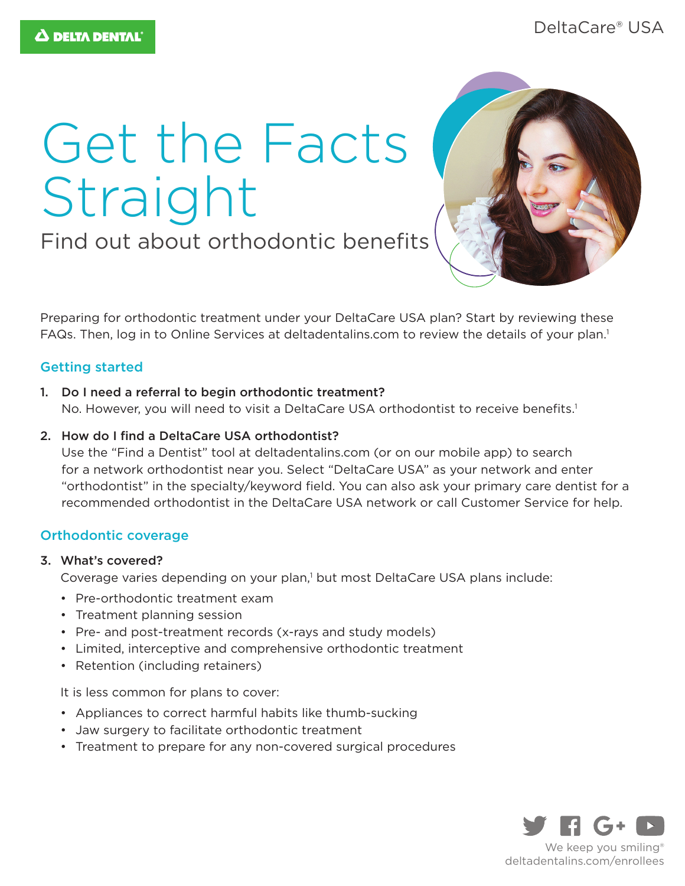DELTA DENTAL

DeltaCare® USA

# Get the Facts Straight

## Find out about orthodontic benefits

Preparing for orthodontic treatment under your DeltaCare USA plan? Start by reviewing these FAQs. Then, log in to Online Services at deltadentalins.com to review the details of your plan.[1]

### Getting started

1. **Do I need a referral to begin orthodontic treatment?**
   No. However, you will need to visit a DeltaCare USA orthodontist to receive benefits.[1]

2. **How do I find a DeltaCare USA orthodontist?**
   Use the "Find a Dentist" tool at deltadentalins.com (or on our mobile app) to search for a network orthodontist near you. Select "DeltaCare USA" as your network and enter "orthodontist" in the specialty/keyword field. You can also ask your primary care dentist for a recommended orthodontist in the DeltaCare USA network or call Customer Service for help.

### Orthodontic coverage

3. **What's covered?**
   Coverage varies depending on your plan,[1] but most DeltaCare USA plans include:

   - Pre-orthodontic treatment exam
   - Treatment planning session
   - Pre- and post-treatment records (x-rays and study models)
   - Limited, interceptive and comprehensive orthodontic treatment
   - Retention (including retainers)

   It is less common for plans to cover:

   - Appliances to correct harmful habits like thumb-sucking
   - Jaw surgery to facilitate orthodontic treatment
   - Treatment to prepare for any non-covered surgical procedures

We keep you smiling®
deltadentalins.com/enrollees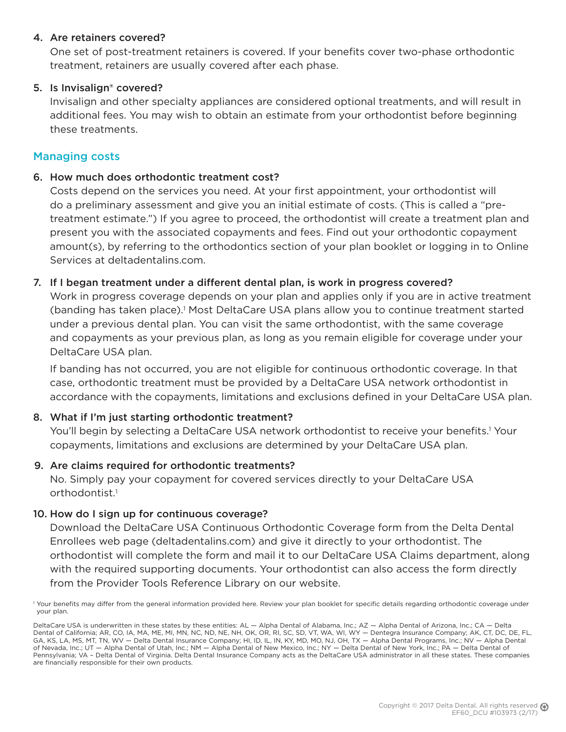4. **Are retainers covered?**
   One set of post-treatment retainers is covered. If your benefits cover two-phase orthodontic treatment, retainers are usually covered after each phase.

5. **Is Invisalign® covered?**
   Invisalign and other specialty appliances are considered optional treatments, and will result in additional fees. You may wish to obtain an estimate from your orthodontist before beginning these treatments.

## Managing costs

6. **How much does orthodontic treatment cost?**
   Costs depend on the services you need. At your first appointment, your orthodontist will do a preliminary assessment and give you an initial estimate of costs. (This is called a "pre-treatment estimate.") If you agree to proceed, the orthodontist will create a treatment plan and present you with the associated copayments and fees. Find out your orthodontic copayment amount(s), by referring to the orthodontics section of your plan booklet or logging in to Online Services at deltadentalins.com.

7. **If I began treatment under a different dental plan, is work in progress covered?**
   Work in progress coverage depends on your plan and applies only if you are in active treatment (banding has taken place).[1] Most DeltaCare USA plans allow you to continue treatment started under a previous dental plan. You can visit the same orthodontist, with the same coverage and copayments as your previous plan, as long as you remain eligible for coverage under your DeltaCare USA plan.

   If banding has not occurred, you are not eligible for continuous orthodontic coverage. In that case, orthodontic treatment must be provided by a DeltaCare USA network orthodontist in accordance with the copayments, limitations and exclusions defined in your DeltaCare USA plan.

8. **What if I'm just starting orthodontic treatment?**
   You'll begin by selecting a DeltaCare USA network orthodontist to receive your benefits.[1] Your copayments, limitations and exclusions are determined by your DeltaCare USA plan.

9. **Are claims required for orthodontic treatments?**
   No. Simply pay your copayment for covered services directly to your DeltaCare USA orthodontist.[1]

10. **How do I sign up for continuous coverage?**
    Download the DeltaCare USA Continuous Orthodontic Coverage form from the Delta Dental Enrollees web page (deltadentalins.com) and give it directly to your orthodontist. The orthodontist will complete the form and mail it to our DeltaCare USA Claims department, along with the required supporting documents. Your orthodontist can also access the form directly from the Provider Tools Reference Library on our website.

[1] Your benefits may differ from the general information provided here. Review your plan booklet for specific details regarding orthodontic coverage under your plan.

DeltaCare USA is underwritten in these states by these entities: AL — Alpha Dental of Alabama, Inc.; AZ — Alpha Dental of Arizona, Inc.; CA — Delta Dental of California; AR, CO, IA, MA, ME, MI, MN, NC, ND, NE, NH, OK, OR, RI, SC, SD, VT, WA, WI, WY — Dentegra Insurance Company; AK, CT, DC, DE, FL, GA, KS, LA, MS, MT, TN, WV — Delta Dental Insurance Company; HI, ID, IL, IN, KY, MD, MO, NJ, OH, TX — Alpha Dental Programs, Inc.; NV — Alpha Dental of Nevada, Inc.; UT — Alpha Dental of Utah, Inc.; NM — Alpha Dental of New Mexico, Inc.; NY — Delta Dental of New York, Inc.; PA — Delta Dental of Pennsylvania; VA – Delta Dental of Virginia. Delta Dental Insurance Company acts as the DeltaCare USA administrator in all these states. These companies are financially responsible for their own products.

Copyright © 2017 Delta Dental. All rights reserved
EF60_DCU #103973 (2/17)